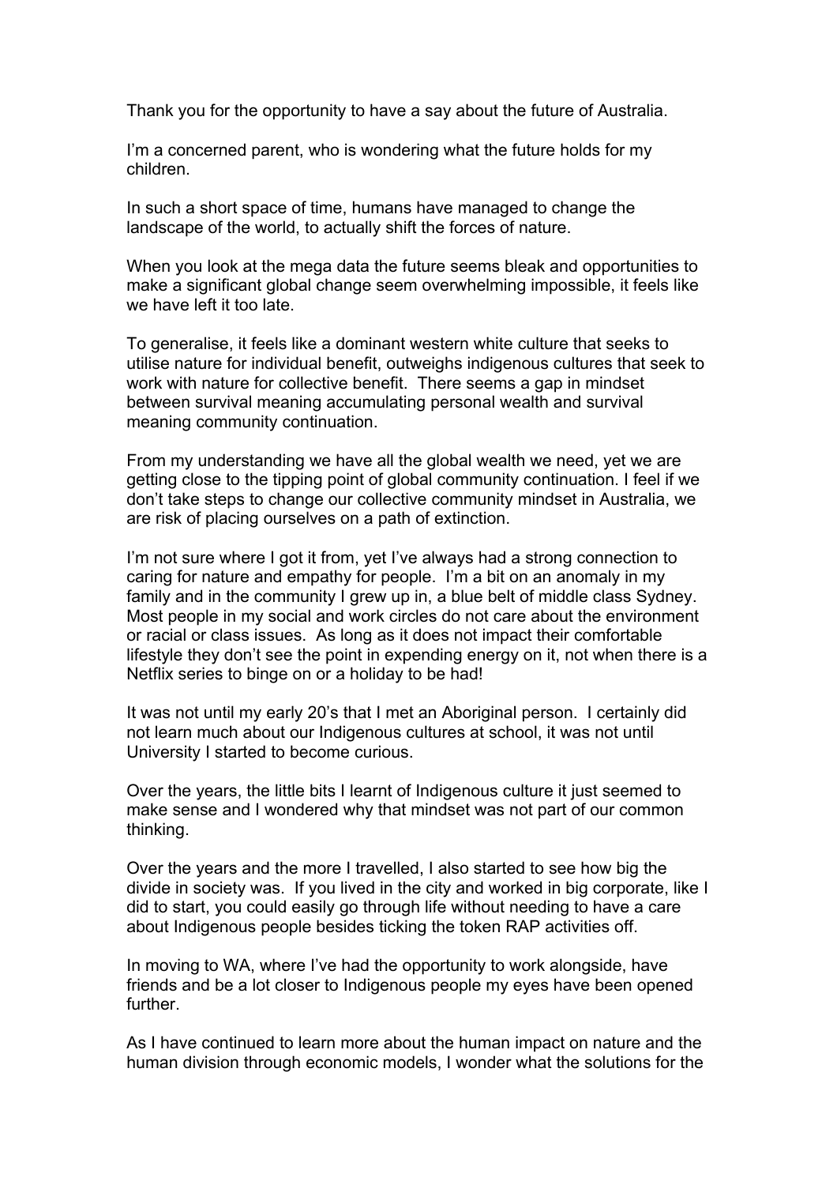Thank you for the opportunity to have a say about the future of Australia.

I'm a concerned parent, who is wondering what the future holds for my children.

In such a short space of time, humans have managed to change the landscape of the world, to actually shift the forces of nature.

When you look at the mega data the future seems bleak and opportunities to make a significant global change seem overwhelming impossible, it feels like we have left it too late.

To generalise, it feels like a dominant western white culture that seeks to utilise nature for individual benefit, outweighs indigenous cultures that seek to work with nature for collective benefit. There seems a gap in mindset between survival meaning accumulating personal wealth and survival meaning community continuation.

From my understanding we have all the global wealth we need, yet we are getting close to the tipping point of global community continuation. I feel if we don't take steps to change our collective community mindset in Australia, we are risk of placing ourselves on a path of extinction.

I'm not sure where I got it from, yet I've always had a strong connection to caring for nature and empathy for people. I'm a bit on an anomaly in my family and in the community I grew up in, a blue belt of middle class Sydney. Most people in my social and work circles do not care about the environment or racial or class issues. As long as it does not impact their comfortable lifestyle they don't see the point in expending energy on it, not when there is a Netflix series to binge on or a holiday to be had!

It was not until my early 20's that I met an Aboriginal person. I certainly did not learn much about our Indigenous cultures at school, it was not until University I started to become curious.

Over the years, the little bits I learnt of Indigenous culture it just seemed to make sense and I wondered why that mindset was not part of our common thinking.

Over the years and the more I travelled, I also started to see how big the divide in society was. If you lived in the city and worked in big corporate, like I did to start, you could easily go through life without needing to have a care about Indigenous people besides ticking the token RAP activities off.

In moving to WA, where I've had the opportunity to work alongside, have friends and be a lot closer to Indigenous people my eyes have been opened further.

As I have continued to learn more about the human impact on nature and the human division through economic models, I wonder what the solutions for the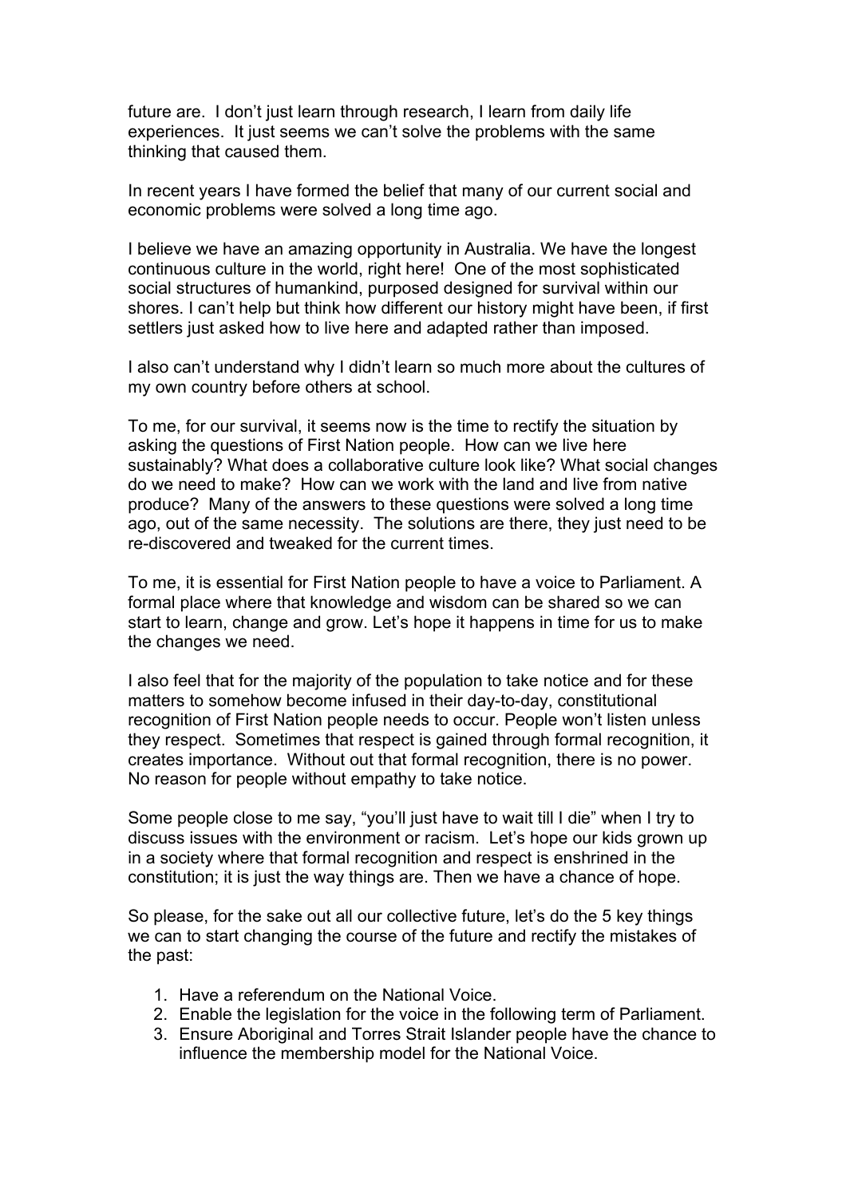future are. I don't just learn through research, I learn from daily life experiences. It just seems we can't solve the problems with the same thinking that caused them.

In recent years I have formed the belief that many of our current social and economic problems were solved a long time ago.

I believe we have an amazing opportunity in Australia. We have the longest continuous culture in the world, right here! One of the most sophisticated social structures of humankind, purposed designed for survival within our shores. I can't help but think how different our history might have been, if first settlers just asked how to live here and adapted rather than imposed.

I also can't understand why I didn't learn so much more about the cultures of my own country before others at school.

To me, for our survival, it seems now is the time to rectify the situation by asking the questions of First Nation people. How can we live here sustainably? What does a collaborative culture look like? What social changes do we need to make? How can we work with the land and live from native produce? Many of the answers to these questions were solved a long time ago, out of the same necessity. The solutions are there, they just need to be re-discovered and tweaked for the current times.

To me, it is essential for First Nation people to have a voice to Parliament. A formal place where that knowledge and wisdom can be shared so we can start to learn, change and grow. Let's hope it happens in time for us to make the changes we need.

I also feel that for the majority of the population to take notice and for these matters to somehow become infused in their day-to-day, constitutional recognition of First Nation people needs to occur. People won't listen unless they respect. Sometimes that respect is gained through formal recognition, it creates importance. Without out that formal recognition, there is no power. No reason for people without empathy to take notice.

Some people close to me say, "you'll just have to wait till I die" when I try to discuss issues with the environment or racism. Let's hope our kids grown up in a society where that formal recognition and respect is enshrined in the constitution; it is just the way things are. Then we have a chance of hope.

So please, for the sake out all our collective future, let's do the 5 key things we can to start changing the course of the future and rectify the mistakes of the past:

1. Have a referendum on the National Voice.
2. Enable the legislation for the voice in the following term of Parliament.
3. Ensure Aboriginal and Torres Strait Islander people have the chance to influence the membership model for the National Voice.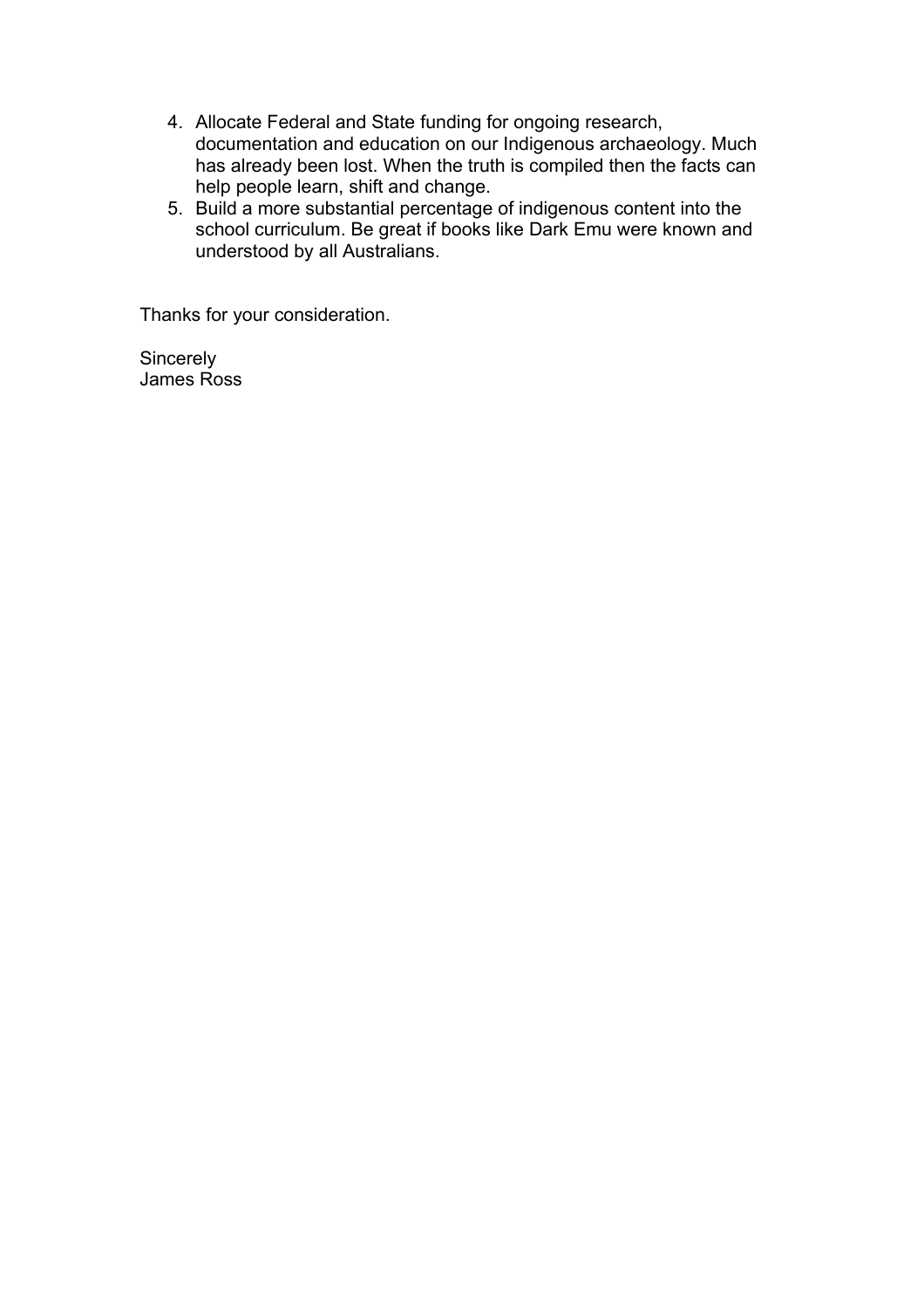4. Allocate Federal and State funding for ongoing research, documentation and education on our Indigenous archaeology. Much has already been lost. When the truth is compiled then the facts can help people learn, shift and change.
5. Build a more substantial percentage of indigenous content into the school curriculum. Be great if books like Dark Emu were known and understood by all Australians.

Thanks for your consideration.

Sincerely
James Ross